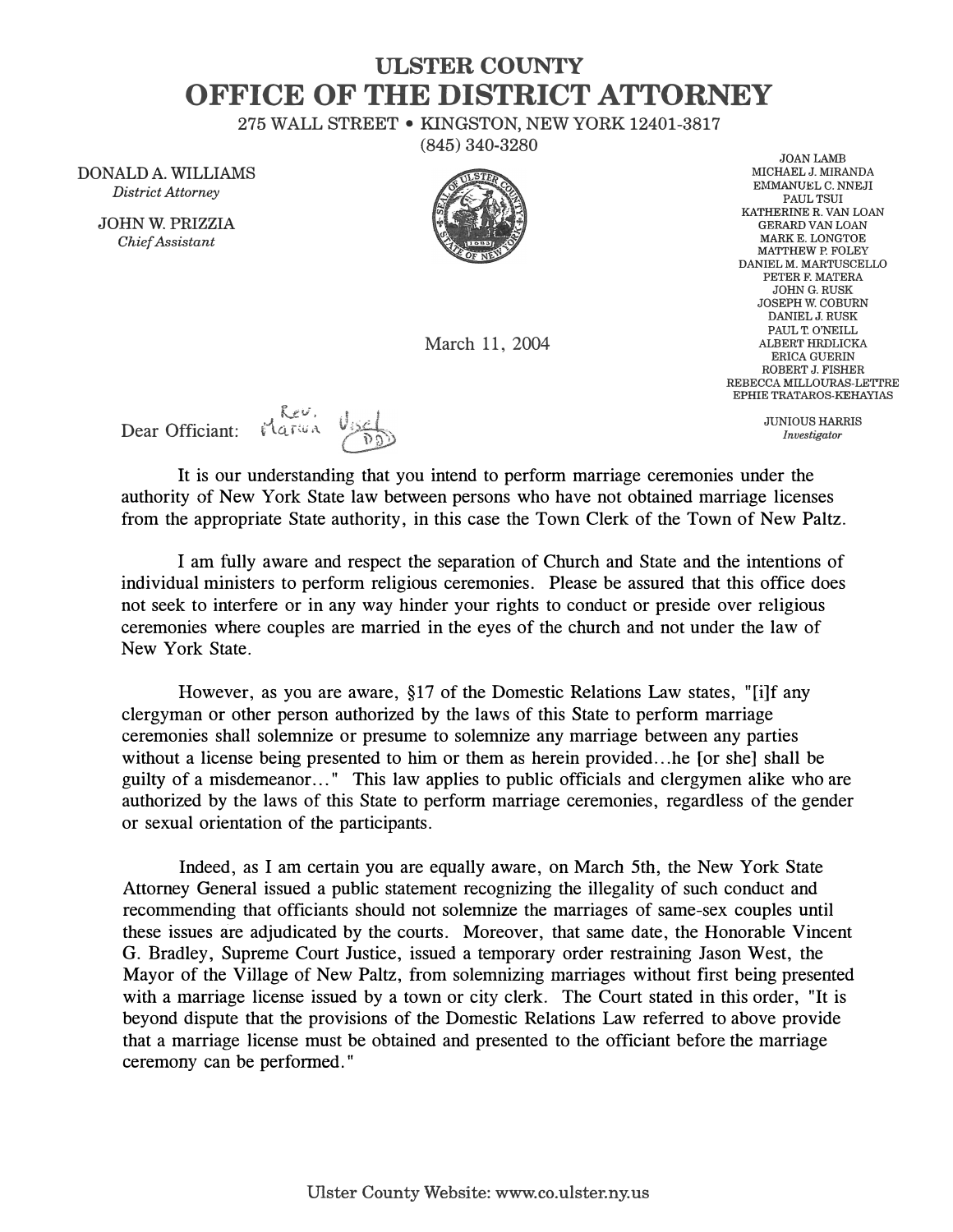# ULSTER COUNTY
# OFFICE OF THE DISTRICT ATTORNEY

275 WALL STREET • KINGSTON, NEW YORK 12401-3817
(845) 340-3280

DONALD A. WILLIAMS
*District Attorney*

JOHN W. PRIZZIA
*Chief Assistant*

JOAN LAMB
MICHAEL J. MIRANDA
EMMANUEL C. NNEJI
PAUL TSUI
KATHERINE R. VAN LOAN
GERARD VAN LOAN
MARK E. LONGTOE
MATTHEW P. FOLEY
DANIEL M. MARTUSCELLO
PETER F. MATERA
JOHN G. RUSK
JOSEPH W. COBURN
DANIEL J. RUSK
PAUL T. O'NEILL
ALBERT HRDLICKA
ERICA GUERIN
ROBERT J. FISHER
REBECCA MILLOURAS-LETTRE
EPHIE TRATAROS-KEHAYIAS

JUNIOUS HARRIS
*Investigator*

March 11, 2004

Dear Officiant: Rev. Marina Ursel DD

It is our understanding that you intend to perform marriage ceremonies under the authority of New York State law between persons who have not obtained marriage licenses from the appropriate State authority, in this case the Town Clerk of the Town of New Paltz.

I am fully aware and respect the separation of Church and State and the intentions of individual ministers to perform religious ceremonies. Please be assured that this office does not seek to interfere or in any way hinder your rights to conduct or preside over religious ceremonies where couples are married in the eyes of the church and not under the law of New York State.

However, as you are aware, §17 of the Domestic Relations Law states, "[i]f any clergyman or other person authorized by the laws of this State to perform marriage ceremonies shall solemnize or presume to solemnize any marriage between any parties without a license being presented to him or them as herein provided…he [or she] shall be guilty of a misdemeanor…" This law applies to public officials and clergymen alike who are authorized by the laws of this State to perform marriage ceremonies, regardless of the gender or sexual orientation of the participants.

Indeed, as I am certain you are equally aware, on March 5th, the New York State Attorney General issued a public statement recognizing the illegality of such conduct and recommending that officiants should not solemnize the marriages of same-sex couples until these issues are adjudicated by the courts. Moreover, that same date, the Honorable Vincent G. Bradley, Supreme Court Justice, issued a temporary order restraining Jason West, the Mayor of the Village of New Paltz, from solemnizing marriages without first being presented with a marriage license issued by a town or city clerk. The Court stated in this order, "It is beyond dispute that the provisions of the Domestic Relations Law referred to above provide that a marriage license must be obtained and presented to the officiant before the marriage ceremony can be performed."

Ulster County Website: www.co.ulster.ny.us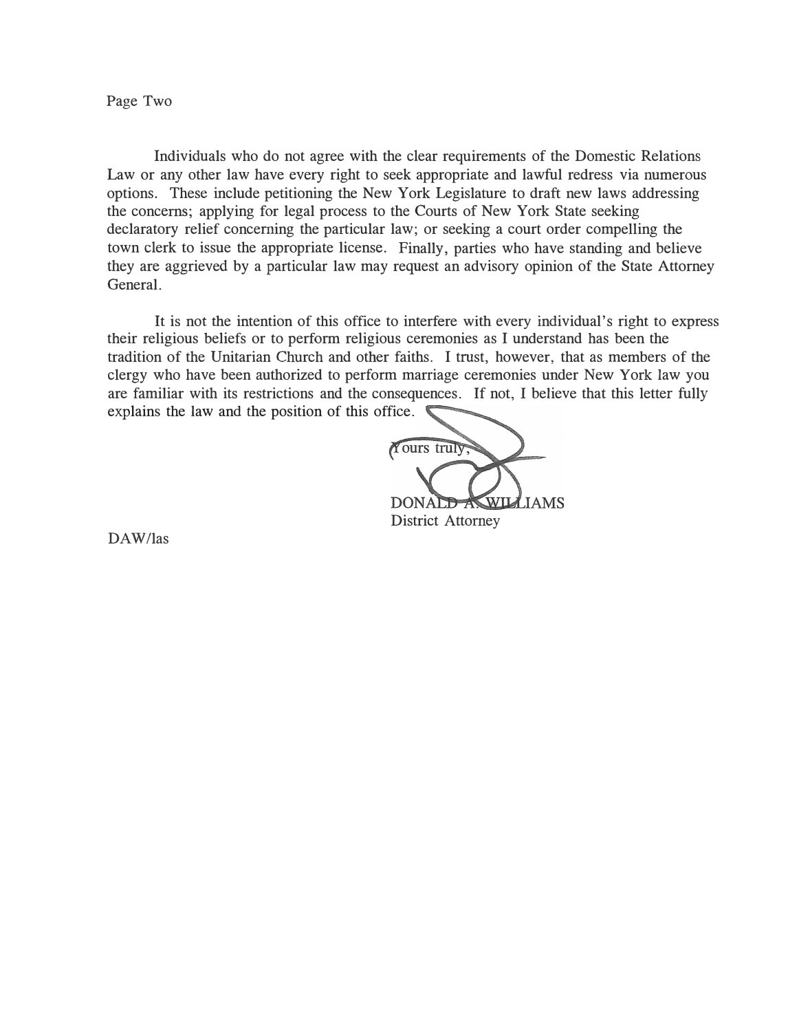Page Two

Individuals who do not agree with the clear requirements of the Domestic Relations Law or any other law have every right to seek appropriate and lawful redress via numerous options. These include petitioning the New York Legislature to draft new laws addressing the concerns; applying for legal process to the Courts of New York State seeking declaratory relief concerning the particular law; or seeking a court order compelling the town clerk to issue the appropriate license. Finally, parties who have standing and believe they are aggrieved by a particular law may request an advisory opinion of the State Attorney General.

It is not the intention of this office to interfere with every individual's right to express their religious beliefs or to perform religious ceremonies as I understand has been the tradition of the Unitarian Church and other faiths. I trust, however, that as members of the clergy who have been authorized to perform marriage ceremonies under New York law you are familiar with its restrictions and the consequences. If not, I believe that this letter fully explains the law and the position of this office.

Yours truly,

DONALD A. WILLIAMS
District Attorney

DAW/las